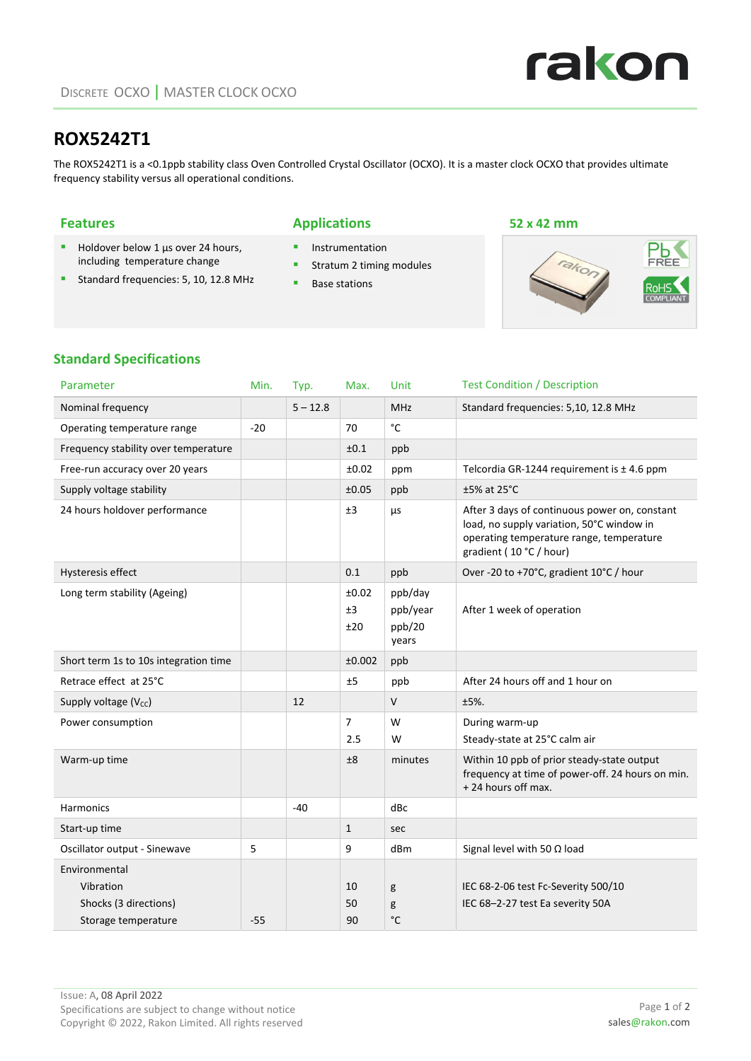DISCRETE OCXO | MASTER CLOCK OCXO

# ROX5242T1

The ROX5242T1 is a <0.1ppb stability class Oven Controlled Crystal Oscillator (OCXO). It is a master clock OCXO that provides ultimate frequency stability versus all operational conditions.

## Features

- Holdover below 1 µs over 24 hours, including temperature change
- Standard frequencies: 5, 10, 12.8 MHz

## Applications

- Instrumentation
- Stratum 2 timing modules
- Base stations

## 52 x 42 mm

## Standard Specifications

| Parameter | Min. | Typ. | Max. | Unit | Test Condition / Description |
|---|---|---|---|---|---|
| Nominal frequency | | 5 – 12.8 | | MHz | Standard frequencies: 5,10, 12.8 MHz |
| Operating temperature range | -20 | | 70 | °C | |
| Frequency stability over temperature | | | ±0.1 | ppb | |
| Free-run accuracy over 20 years | | | ±0.02 | ppm | Telcordia GR-1244 requirement is ± 4.6 ppm |
| Supply voltage stability | | | ±0.05 | ppb | ±5% at 25°C |
| 24 hours holdover performance | | | ±3 | µs | After 3 days of continuous power on, constant load, no supply variation, 50°C window in operating temperature range, temperature gradient ( 10 °C / hour) |
| Hysteresis effect | | | 0.1 | ppb | Over -20 to +70°C, gradient 10°C / hour |
| Long term stability (Ageing) | | | ±0.02<br>±3<br>±20 | ppb/day<br>ppb/year<br>ppb/20 years | After 1 week of operation |
| Short term 1s to 10s integration time | | | ±0.002 | ppb | |
| Retrace effect at 25°C | | | ±5 | ppb | After 24 hours off and 1 hour on |
| Supply voltage ($V_{CC}$) | | 12 | | V | ±5%. |
| Power consumption | | | 7<br>2.5 | W<br>W | During warm-up<br>Steady-state at 25°C calm air |
| Warm-up time | | | ±8 | minutes | Within 10 ppb of prior steady-state output frequency at time of power-off. 24 hours on min. + 24 hours off max. |
| Harmonics | | -40 | | dBc | |
| Start-up time | | | 1 | sec | |
| Oscillator output - Sinewave | 5 | | 9 | dBm | Signal level with 50 Ω load |
| Environmental<br>Vibration<br>Shocks (3 directions)<br>Storage temperature | <br><br><br>-55 | | <br>10<br>50<br>90 | <br>g<br>g<br>°C | <br>IEC 68-2-06 test Fc-Severity 500/10<br>IEC 68–2-27 test Ea severity 50A<br> |

Issue: A, 08 April 2022
Specifications are subject to change without notice
Copyright © 2022, Rakon Limited. All rights reserved

sales@rakon.com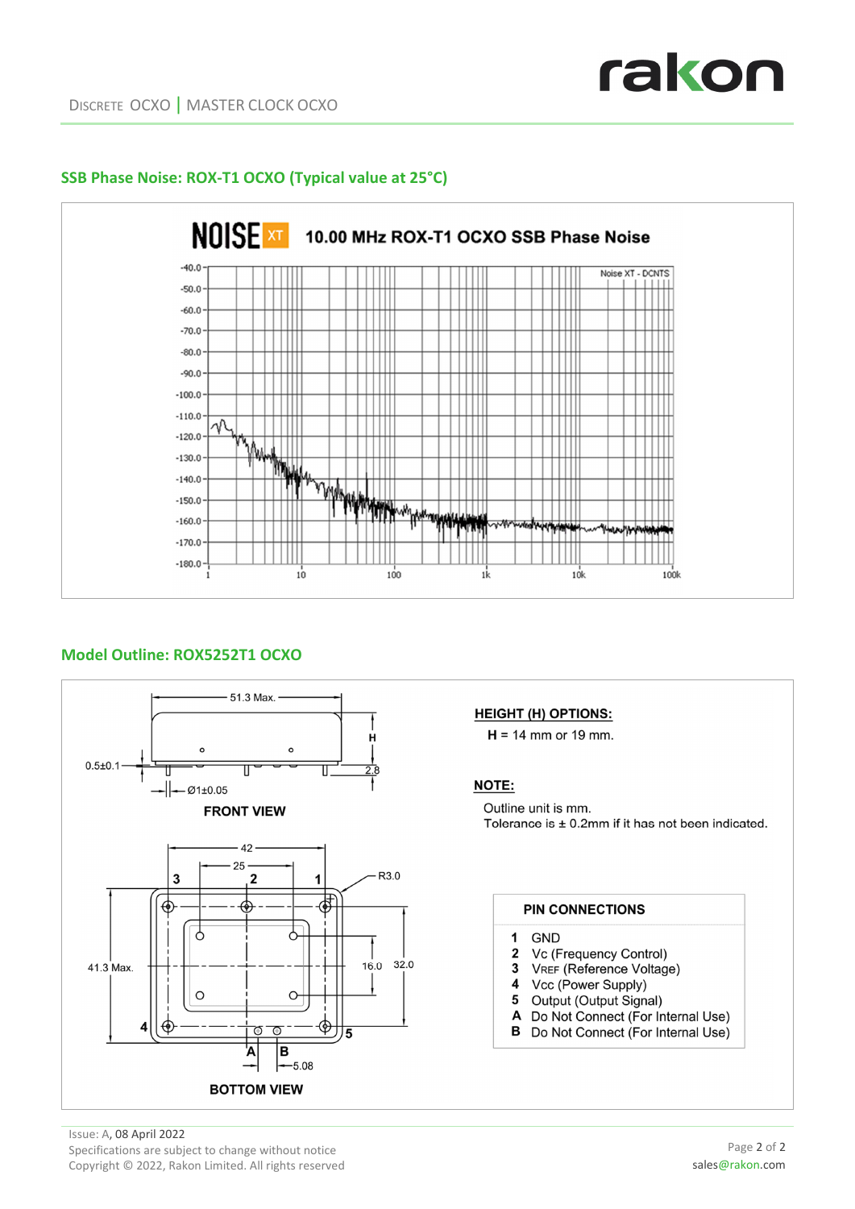## SSB Phase Noise: ROX-T1 OCXO (Typical value at 25°C)

NOISE XT

10.00 MHz ROX-T1 OCXO SSB Phase Noise

Noise XT - DCNTS

-40.0
-50.0
-60.0
-70.0
-80.0
-90.0
-100.0
-110.0
-120.0
-130.0
-140.0
-150.0
-160.0
-170.0
-180.0

1
10
100
1k
10k
100k

## Model Outline: ROX5252T1 OCXO

51.3 Max.
H
0.5±0.1
2.8
Ø1±0.05

FRONT VIEW

42
25
3
2
1
R3.0
41.3 Max.
16.0
32.0
4
5
A
B
5.08

BOTTOM VIEW

**HEIGHT (H) OPTIONS:**

H = 14 mm or 19 mm.

**NOTE:**

Outline unit is mm.
Tolerance is ± 0.2mm if it has not been indicated.

| PIN CONNECTIONS | |
|---|---|
| 1 | GND |
| 2 | Vc (Frequency Control) |
| 3 | VREF (Reference Voltage) |
| 4 | Vcc (Power Supply) |
| 5 | Output (Output Signal) |
| A | Do Not Connect (For Internal Use) |
| B | Do Not Connect (For Internal Use) |

Issue: A, 08 April 2022
Specifications are subject to change without notice
Copyright © 2022, Rakon Limited. All rights reserved

sales@rakon.com